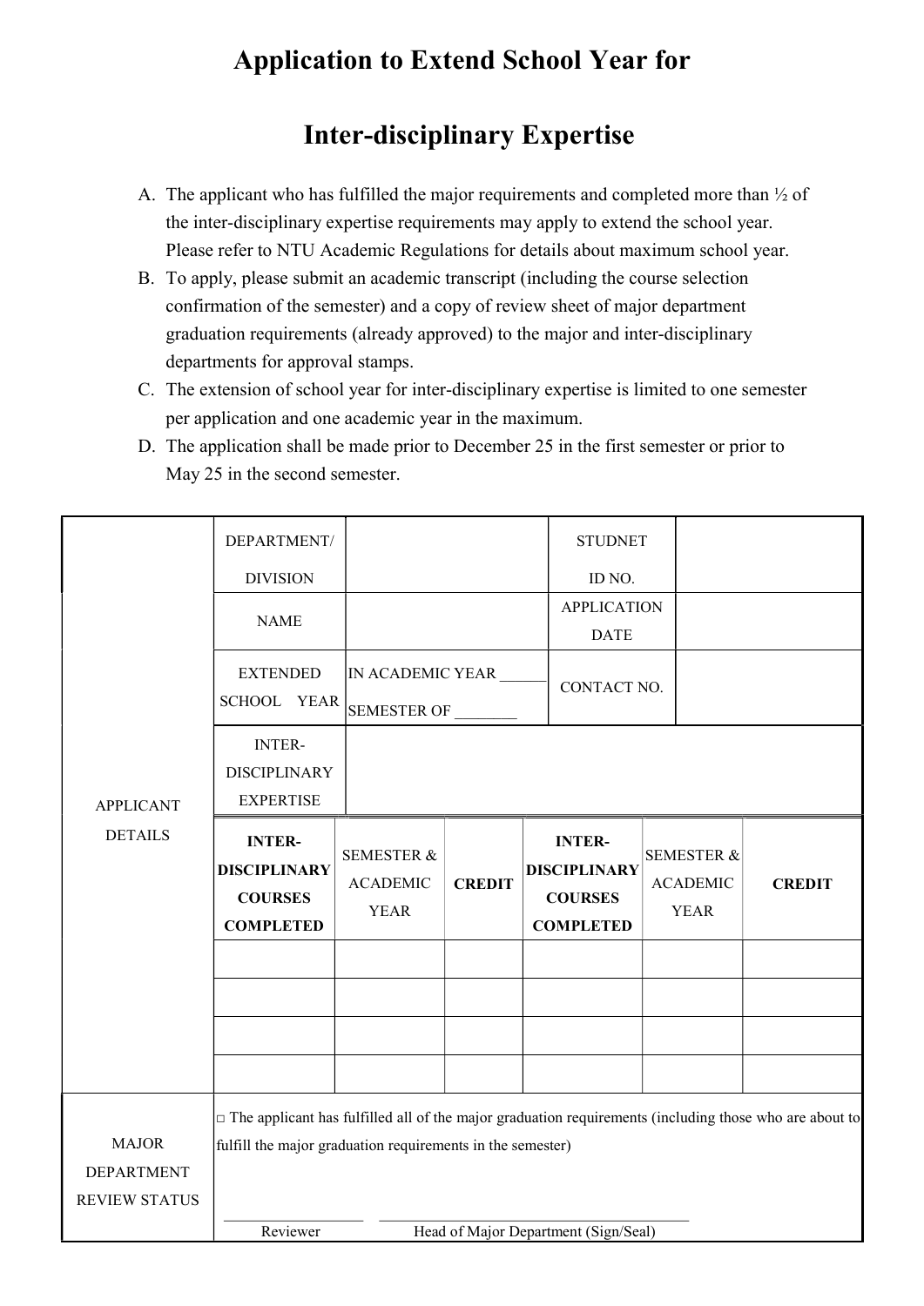# Application to Extend School Year for Inter-disciplinary Expertise

A. The applicant who has fulfilled the major requirements and completed more than ½ of the inter-disciplinary expertise requirements may apply to extend the school year. Please refer to NTU Academic Regulations for details about maximum school year.

B. To apply, please submit an academic transcript (including the course selection confirmation of the semester) and a copy of review sheet of major department graduation requirements (already approved) to the major and inter-disciplinary departments for approval stamps.

C. The extension of school year for inter-disciplinary expertise is limited to one semester per application and one academic year in the maximum.

D. The application shall be made prior to December 25 in the first semester or prior to May 25 in the second semester.

| | | | | | | |
|---|---|---|---|---|---|---|
| APPLICANT DETAILS | DEPARTMENT/ DIVISION | | | STUDNET ID NO. | | |
| | NAME | | | APPLICATION DATE | | |
| | EXTENDED SCHOOL YEAR | IN ACADEMIC YEAR ______ SEMESTER OF ________ | | CONTACT NO. | | |
| | INTER-DISCIPLINARY EXPERTISE | | | | | |
| | **INTER-DISCIPLINARY COURSES COMPLETED** | SEMESTER & ACADEMIC YEAR | **CREDIT** | **INTER-DISCIPLINARY COURSES COMPLETED** | SEMESTER & ACADEMIC YEAR | **CREDIT** |
| | | | | | | |
| | | | | | | |
| | | | | | | |
| | | | | | | |
| MAJOR DEPARTMENT REVIEW STATUS | □ The applicant has fulfilled all of the major graduation requirements (including those who are about to fulfill the major graduation requirements in the semester)<br><br>___________________ Reviewer ___________________ Head of Major Department (Sign/Seal) | | | | | |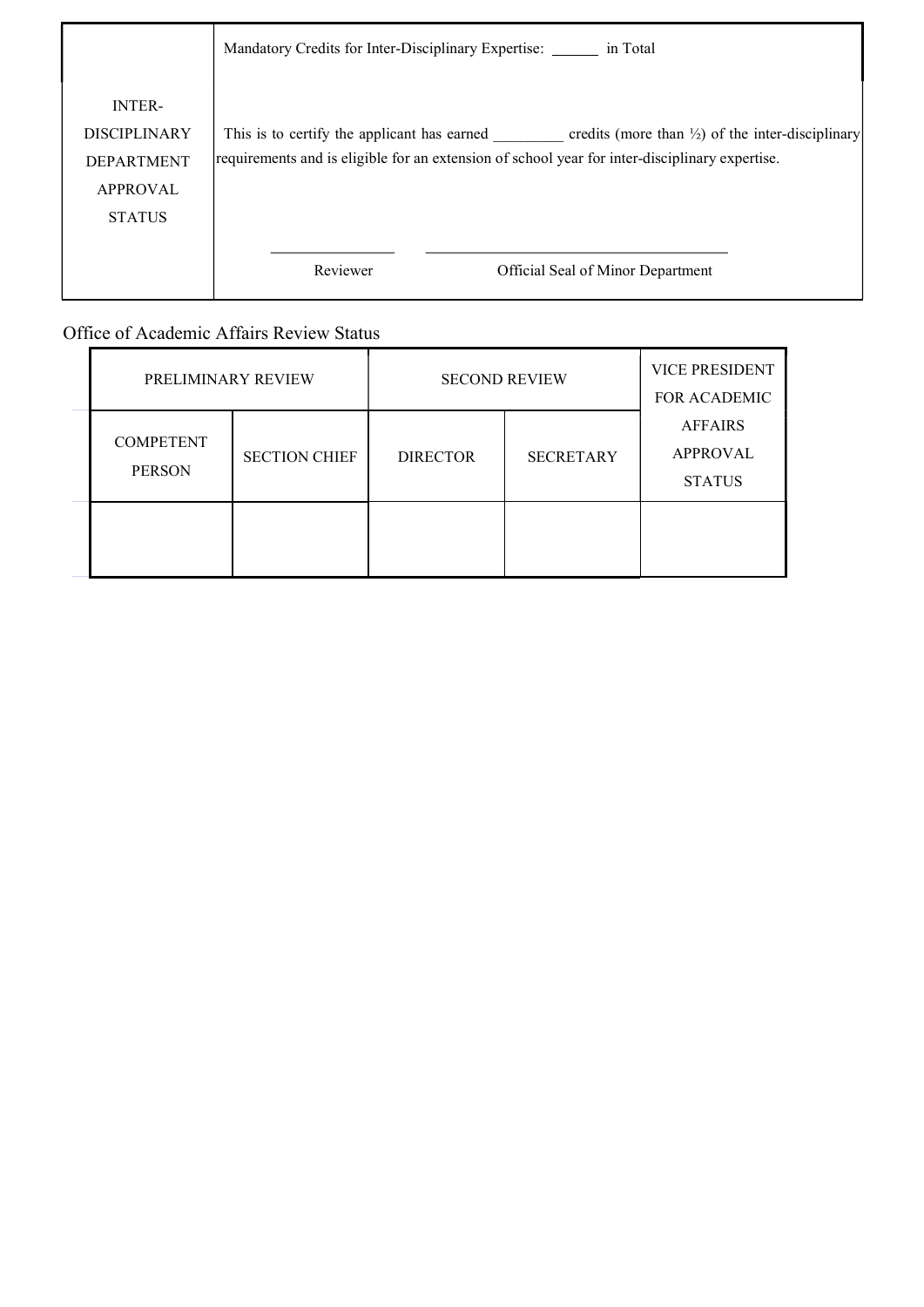| | |
|---|---|
| INTER-DISCIPLINARY DEPARTMENT APPROVAL STATUS | Mandatory Credits for Inter-Disciplinary Expertise: ______ in Total<br><br>This is to certify the applicant has earned _________ credits (more than ½) of the inter-disciplinary requirements and is eligible for an extension of school year for inter-disciplinary expertise.<br><br>________________ Reviewer &nbsp;&nbsp;&nbsp;&nbsp; ____________________________ Official Seal of Minor Department |

Office of Academic Affairs Review Status

| PRELIMINARY REVIEW | | SECOND REVIEW | | VICE PRESIDENT FOR ACADEMIC AFFAIRS APPROVAL STATUS |
|---|---|---|---|---|
| COMPETENT PERSON | SECTION CHIEF | DIRECTOR | SECRETARY | |
| | | | | |